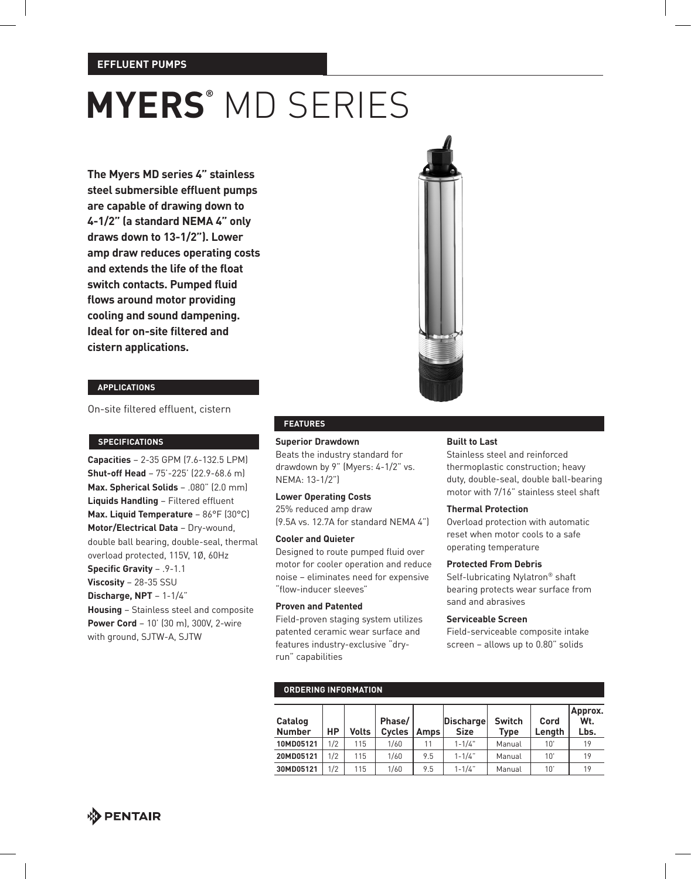EFFLUENT PUMPS

# MYERS® MD SERIES

**The Myers MD series 4" stainless steel submersible effluent pumps are capable of drawing down to 4-1/2" (a standard NEMA 4" only draws down to 13-1/2"). Lower amp draw reduces operating costs and extends the life of the float switch contacts. Pumped fluid flows around motor providing cooling and sound dampening. Ideal for on-site filtered and cistern applications.**

## APPLICATIONS

On-site filtered effluent, cistern

## SPECIFICATIONS

**Capacities** – 2-35 GPM (7.6-132.5 LPM)
**Shut-off Head** – 75'-225' (22.9-68.6 m)
**Max. Spherical Solids** – .080" (2.0 mm)
**Liquids Handling** – Filtered effluent
**Max. Liquid Temperature** – 86°F (30°C)
**Motor/Electrical Data** – Dry-wound, double ball bearing, double-seal, thermal overload protected, 115V, 1Ø, 60Hz
**Specific Gravity** – .9-1.1
**Viscosity** – 28-35 SSU
**Discharge, NPT** – 1-1/4"
**Housing** – Stainless steel and composite
**Power Cord** – 10' (30 m), 300V, 2-wire with ground, SJTW-A, SJTW

## FEATURES

**Superior Drawdown**
Beats the industry standard for drawdown by 9" (Myers: 4-1/2" vs. NEMA: 13-1/2")

**Lower Operating Costs**
25% reduced amp draw (9.5A vs. 12.7A for standard NEMA 4")

**Cooler and Quieter**
Designed to route pumped fluid over motor for cooler operation and reduce noise – eliminates need for expensive "flow-inducer sleeves"

**Proven and Patented**
Field-proven staging system utilizes patented ceramic wear surface and features industry-exclusive "dry-run" capabilities

**Built to Last**
Stainless steel and reinforced thermoplastic construction; heavy duty, double-seal, double ball-bearing motor with 7/16" stainless steel shaft

**Thermal Protection**
Overload protection with automatic reset when motor cools to a safe operating temperature

**Protected From Debris**
Self-lubricating Nylatron® shaft bearing protects wear surface from sand and abrasives

**Serviceable Screen**
Field-serviceable composite intake screen – allows up to 0.80" solids

## ORDERING INFORMATION

| Catalog Number | HP | Volts | Phase/ Cycles | Amps | Discharge Size | Switch Type | Cord Length | Approx. Wt. Lbs. |
|---|---|---|---|---|---|---|---|---|
| **10MD05121** | 1/2 | 115 | 1/60 | 11 | 1-1/4" | Manual | 10' | 19 |
| **20MD05121** | 1/2 | 115 | 1/60 | 9.5 | 1-1/4" | Manual | 10' | 19 |
| **30MD05121** | 1/2 | 115 | 1/60 | 9.5 | 1-1/4" | Manual | 10' | 19 |

PENTAIR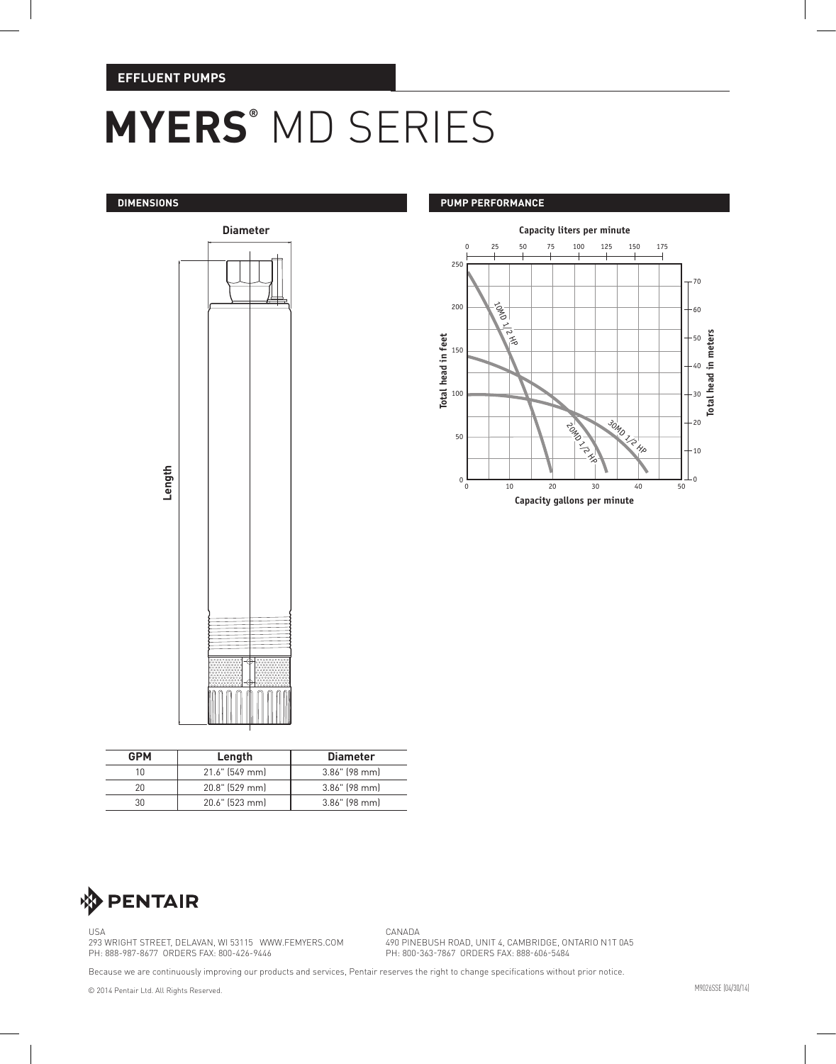EFFLUENT PUMPS

# MYERS® MD SERIES

## DIMENSIONS

Diameter

Length

## PUMP PERFORMANCE

Capacity liters per minute

0 25 50 75 100 125 150 175

Total head in feet

250 200 150 100 50 0

Total head in meters

70 60 50 40 30 20 10 0

10MD 1/2 HP

20MD 1/2 HP

30MD 1/2 HP

0 10 20 30 40 50

Capacity gallons per minute

| GPM | Length | Diameter |
|---|---|---|
| 10 | 21.6" (549 mm) | 3.86" (98 mm) |
| 20 | 20.8" (529 mm) | 3.86" (98 mm) |
| 30 | 20.6" (523 mm) | 3.86" (98 mm) |

PENTAIR

USA
293 WRIGHT STREET, DELAVAN, WI 53115 WWW.FEMYERS.COM
PH: 888-987-8677 ORDERS FAX: 800-426-9446

CANADA
490 PINEBUSH ROAD, UNIT 4, CAMBRIDGE, ONTARIO N1T 0A5
PH: 800-363-7867 ORDERS FAX: 888-606-5484

Because we are continuously improving our products and services, Pentair reserves the right to change specifications without prior notice.

© 2014 Pentair Ltd. All Rights Reserved.

M90265SE (04/30/14)